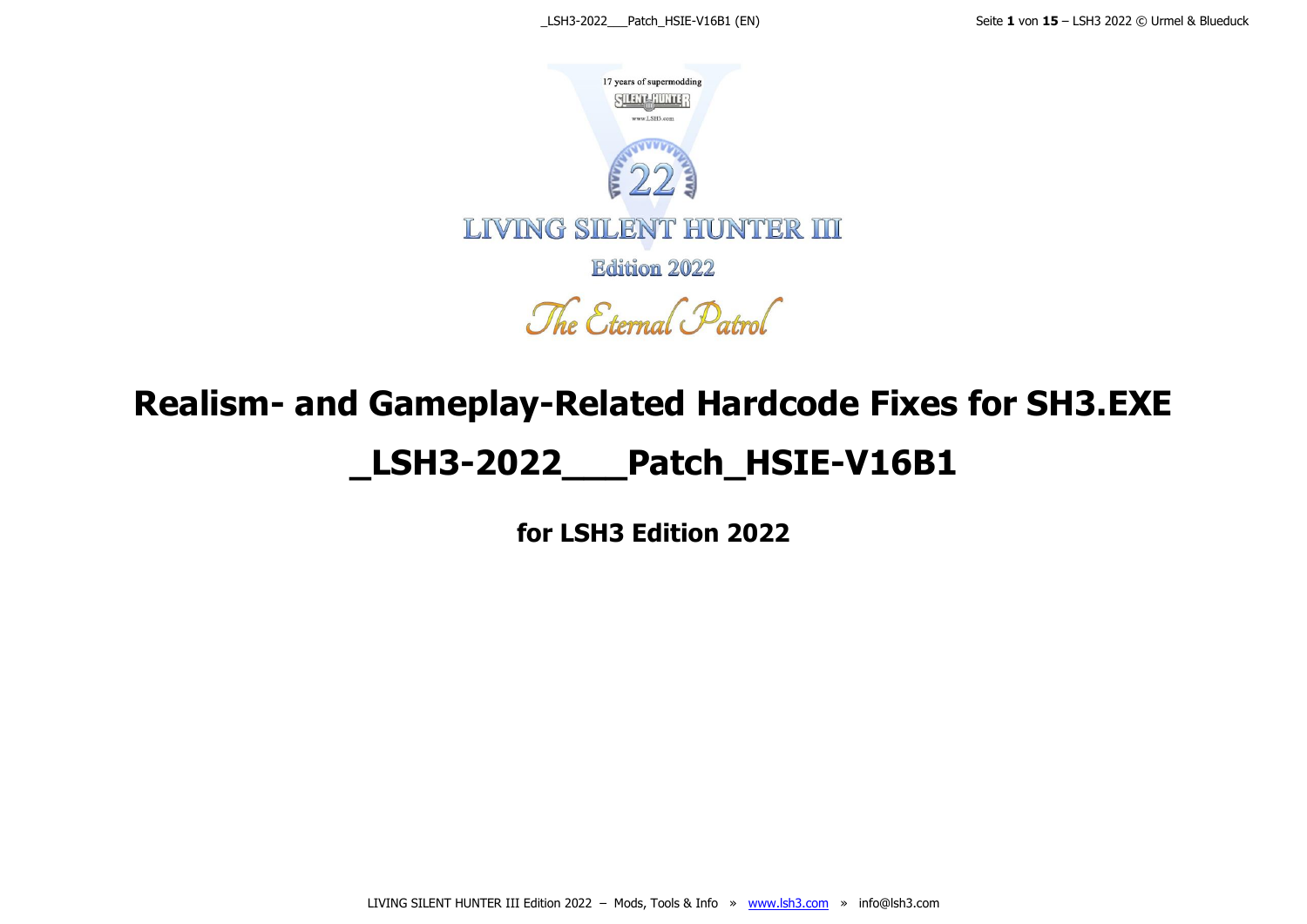17 years of supermodding

www.LSH3.com

22

LIVING SILENT HUNTER III

Edition 2022

The Eternal Patrol

# Realism- and Gameplay-Related Hardcode Fixes for SH3.EXE

# _LSH3-2022___Patch_HSIE-V16B1

## for LSH3 Edition 2022

LIVING SILENT HUNTER III Edition 2022 – Mods, Tools & Info » www.lsh3.com » info@lsh3.com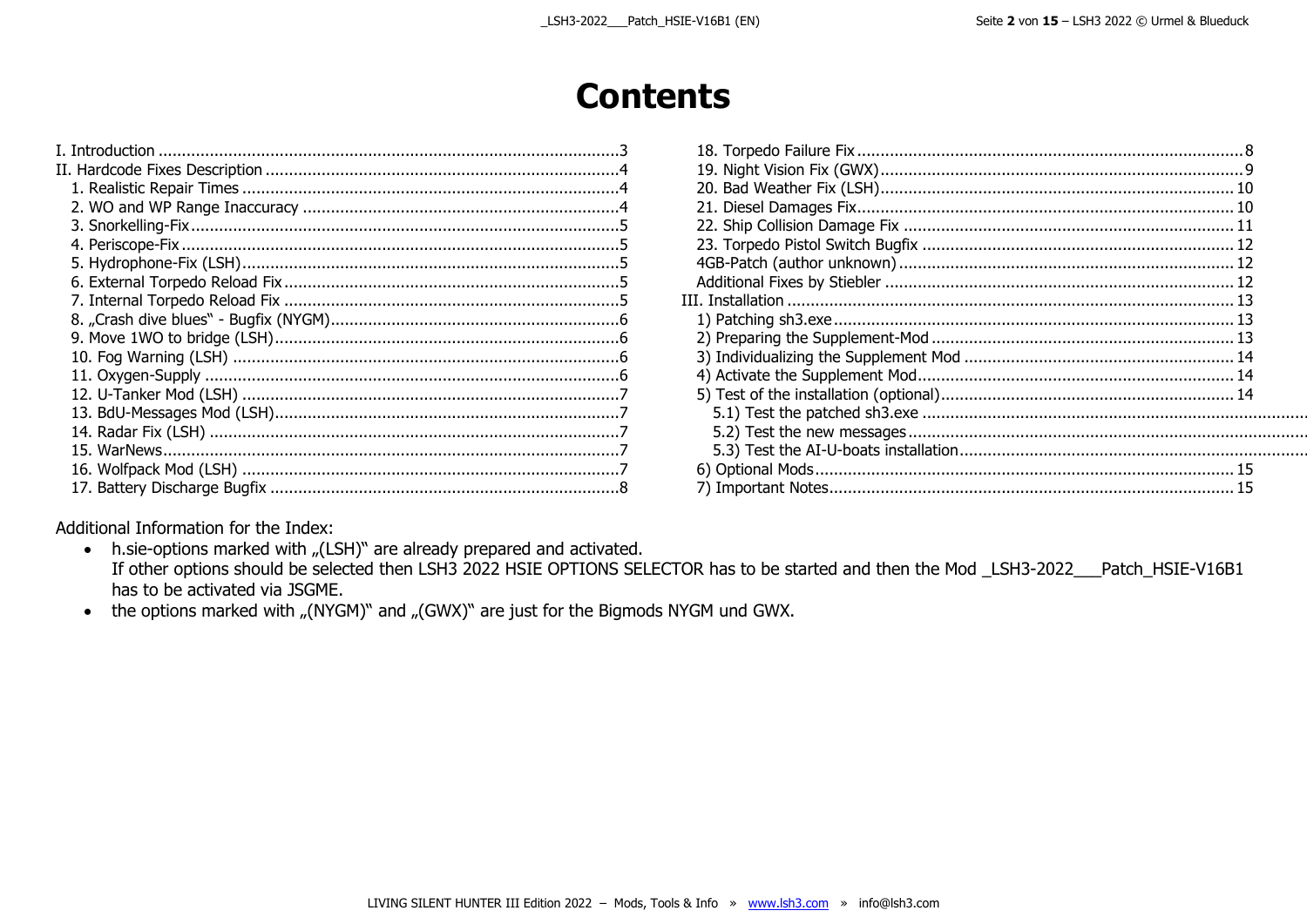# Contents

I. Introduction ...3
II. Hardcode Fixes Description ...4
- 1. Realistic Repair Times ...4
- 2. WO and WP Range Inaccuracy ...4
- 3. Snorkelling-Fix ...5
- 4. Periscope-Fix ...5
- 5. Hydrophone-Fix (LSH) ...5
- 6. External Torpedo Reload Fix ...5
- 7. Internal Torpedo Reload Fix ...5
- 8. „Crash dive blues“ - Bugfix (NYGM) ...6
- 9. Move 1WO to bridge (LSH) ...6
- 10. Fog Warning (LSH) ...6
- 11. Oxygen-Supply ...6
- 12. U-Tanker Mod (LSH) ...7
- 13. BdU-Messages Mod (LSH) ...7
- 14. Radar Fix (LSH) ...7
- 15. WarNews ...7
- 16. Wolfpack Mod (LSH) ...7
- 17. Battery Discharge Bugfix ...8
- 18. Torpedo Failure Fix ...8
- 19. Night Vision Fix (GWX) ...9
- 20. Bad Weather Fix (LSH) ...10
- 21. Diesel Damages Fix ...10
- 22. Ship Collision Damage Fix ...11
- 23. Torpedo Pistol Switch Bugfix ...12
- 4GB-Patch (author unknown) ...12
- Additional Fixes by Stiebler ...12

III. Installation ...13
- 1) Patching sh3.exe ...13
- 2) Preparing the Supplement-Mod ...13
- 3) Individualizing the Supplement Mod ...14
- 4) Activate the Supplement Mod ...14
- 5) Test of the installation (optional) ...14
  - 5.1) Test the patched sh3.exe ...
  - 5.2) Test the new messages ...
  - 5.3) Test the AI-U-boats installation ...
- 6) Optional Mods ...15
- 7) Important Notes ...15

Additional Information for the Index:

- h.sie-options marked with „(LSH)“ are already prepared and activated.
  If other options should be selected then LSH3 2022 HSIE OPTIONS SELECTOR has to be started and then the Mod _LSH3-2022___Patch_HSIE-V16B1 has to be activated via JSGME.
- the options marked with „(NYGM)“ and „(GWX)“ are just for the Bigmods NYGM und GWX.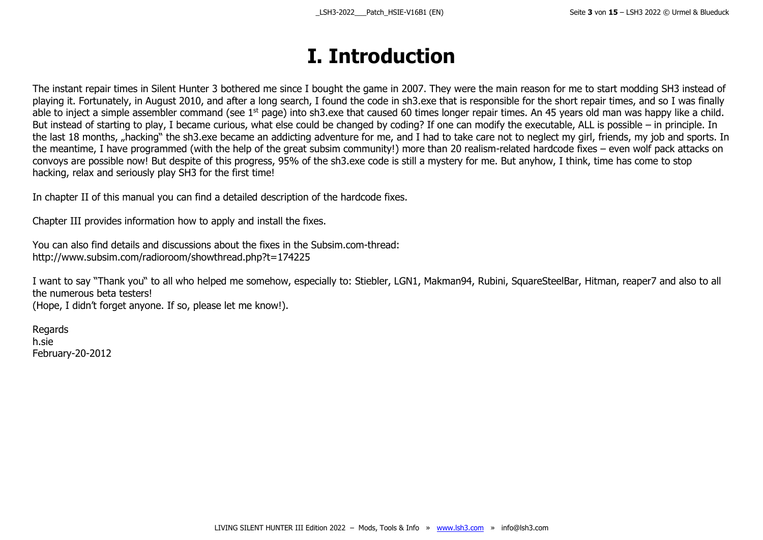# I. Introduction

The instant repair times in Silent Hunter 3 bothered me since I bought the game in 2007. They were the main reason for me to start modding SH3 instead of playing it. Fortunately, in August 2010, and after a long search, I found the code in sh3.exe that is responsible for the short repair times, and so I was finally able to inject a simple assembler command (see 1st page) into sh3.exe that caused 60 times longer repair times. An 45 years old man was happy like a child. But instead of starting to play, I became curious, what else could be changed by coding? If one can modify the executable, ALL is possible – in principle. In the last 18 months, „hacking" the sh3.exe became an addicting adventure for me, and I had to take care not to neglect my girl, friends, my job and sports. In the meantime, I have programmed (with the help of the great subsim community!) more than 20 realism-related hardcode fixes – even wolf pack attacks on convoys are possible now! But despite of this progress, 95% of the sh3.exe code is still a mystery for me. But anyhow, I think, time has come to stop hacking, relax and seriously play SH3 for the first time!

In chapter II of this manual you can find a detailed description of the hardcode fixes.

Chapter III provides information how to apply and install the fixes.

You can also find details and discussions about the fixes in the Subsim.com-thread:
http://www.subsim.com/radioroom/showthread.php?t=174225

I want to say "Thank you" to all who helped me somehow, especially to: Stiebler, LGN1, Makman94, Rubini, SquareSteelBar, Hitman, reaper7 and also to all the numerous beta testers!
(Hope, I didn't forget anyone. If so, please let me know!).

Regards
h.sie
February-20-2012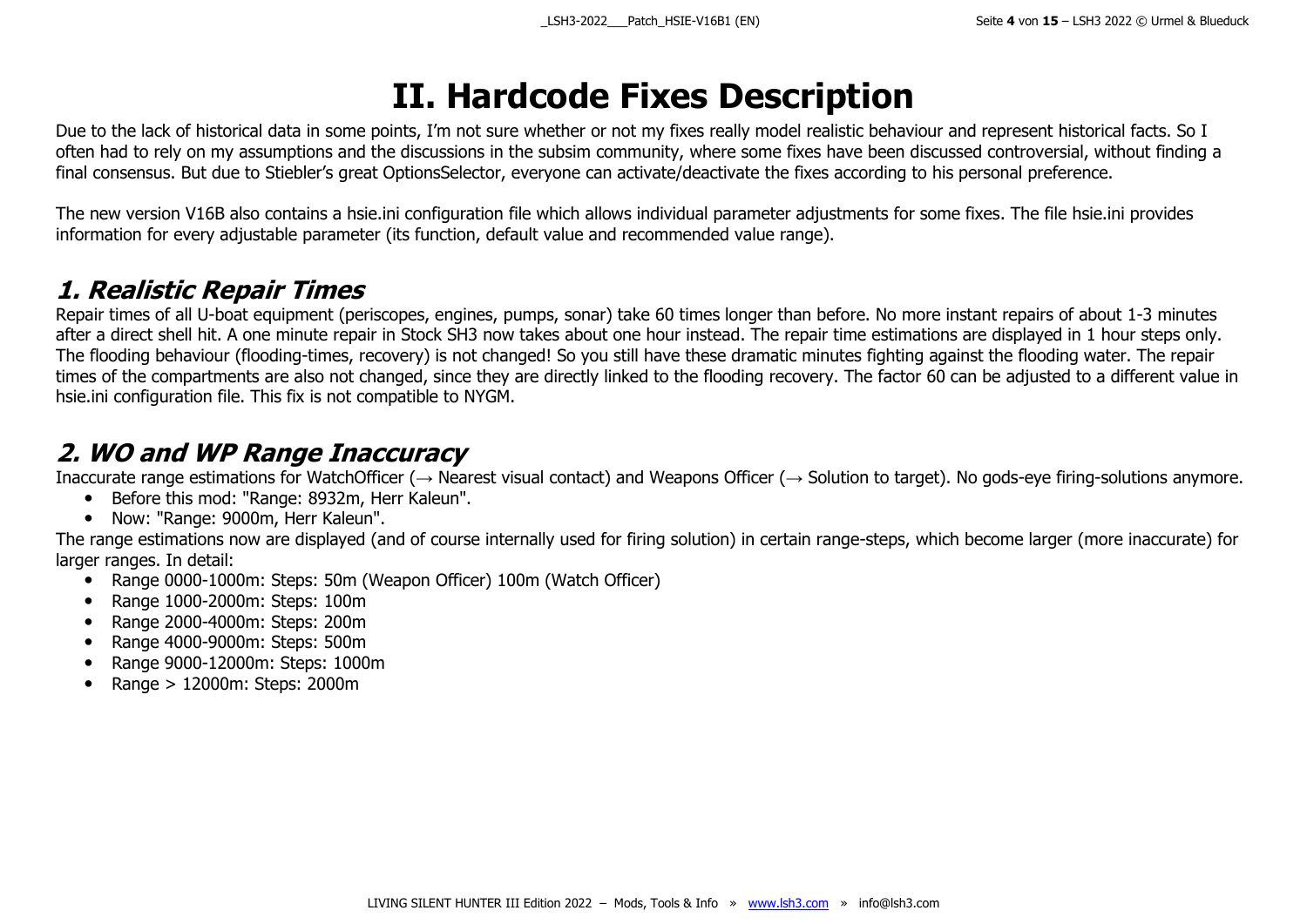# II. Hardcode Fixes Description

Due to the lack of historical data in some points, I'm not sure whether or not my fixes really model realistic behaviour and represent historical facts. So I often had to rely on my assumptions and the discussions in the subsim community, where some fixes have been discussed controversial, without finding a final consensus. But due to Stiebler's great OptionsSelector, everyone can activate/deactivate the fixes according to his personal preference.

The new version V16B also contains a hsie.ini configuration file which allows individual parameter adjustments for some fixes. The file hsie.ini provides information for every adjustable parameter (its function, default value and recommended value range).

## *1. Realistic Repair Times*

Repair times of all U-boat equipment (periscopes, engines, pumps, sonar) take 60 times longer than before. No more instant repairs of about 1-3 minutes after a direct shell hit. A one minute repair in Stock SH3 now takes about one hour instead. The repair time estimations are displayed in 1 hour steps only. The flooding behaviour (flooding-times, recovery) is not changed! So you still have these dramatic minutes fighting against the flooding water. The repair times of the compartments are also not changed, since they are directly linked to the flooding recovery. The factor 60 can be adjusted to a different value in hsie.ini configuration file. This fix is not compatible to NYGM.

## *2. WO and WP Range Inaccuracy*

Inaccurate range estimations for WatchOfficer (→ Nearest visual contact) and Weapons Officer (→ Solution to target). No gods-eye firing-solutions anymore.

- Before this mod: "Range: 8932m, Herr Kaleun".
- Now: "Range: 9000m, Herr Kaleun".

The range estimations now are displayed (and of course internally used for firing solution) in certain range-steps, which become larger (more inaccurate) for larger ranges. In detail:

- Range 0000-1000m: Steps: 50m (Weapon Officer) 100m (Watch Officer)
- Range 1000-2000m: Steps: 100m
- Range 2000-4000m: Steps: 200m
- Range 4000-9000m: Steps: 500m
- Range 9000-12000m: Steps: 1000m
- Range > 12000m: Steps: 2000m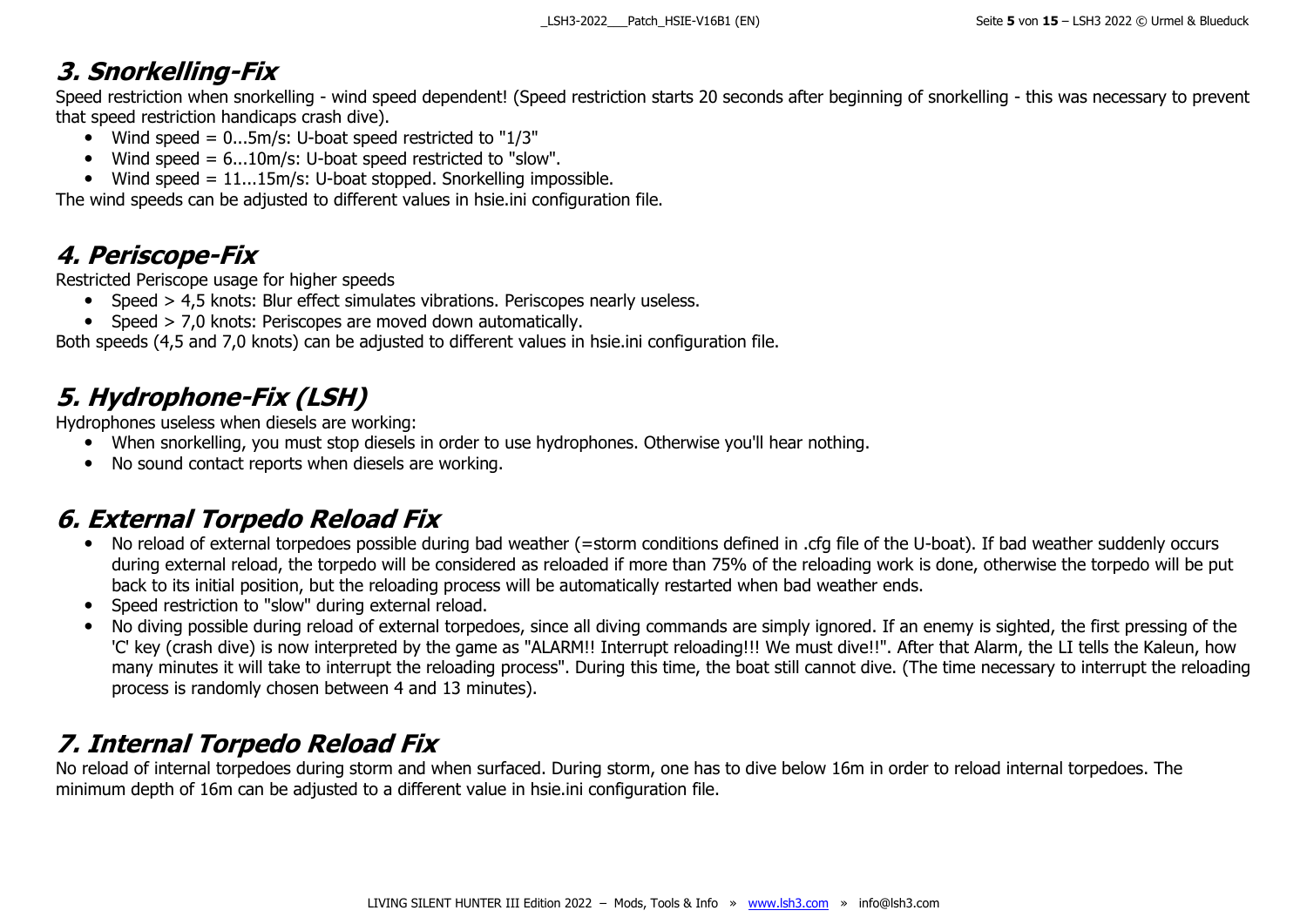## 3. Snorkelling-Fix

Speed restriction when snorkelling - wind speed dependent! (Speed restriction starts 20 seconds after beginning of snorkelling - this was necessary to prevent that speed restriction handicaps crash dive).

- Wind speed = 0...5m/s: U-boat speed restricted to "1/3"
- Wind speed = 6...10m/s: U-boat speed restricted to "slow".
- Wind speed = 11...15m/s: U-boat stopped. Snorkelling impossible.

The wind speeds can be adjusted to different values in hsie.ini configuration file.

## 4. Periscope-Fix

Restricted Periscope usage for higher speeds

- Speed > 4,5 knots: Blur effect simulates vibrations. Periscopes nearly useless.
- Speed > 7,0 knots: Periscopes are moved down automatically.

Both speeds (4,5 and 7,0 knots) can be adjusted to different values in hsie.ini configuration file.

## 5. Hydrophone-Fix (LSH)

Hydrophones useless when diesels are working:

- When snorkelling, you must stop diesels in order to use hydrophones. Otherwise you'll hear nothing.
- No sound contact reports when diesels are working.

## 6. External Torpedo Reload Fix

- No reload of external torpedoes possible during bad weather (=storm conditions defined in .cfg file of the U-boat). If bad weather suddenly occurs during external reload, the torpedo will be considered as reloaded if more than 75% of the reloading work is done, otherwise the torpedo will be put back to its initial position, but the reloading process will be automatically restarted when bad weather ends.
- Speed restriction to "slow" during external reload.
- No diving possible during reload of external torpedoes, since all diving commands are simply ignored. If an enemy is sighted, the first pressing of the 'C' key (crash dive) is now interpreted by the game as "ALARM!! Interrupt reloading!!! We must dive!!". After that Alarm, the LI tells the Kaleun, how many minutes it will take to interrupt the reloading process". During this time, the boat still cannot dive. (The time necessary to interrupt the reloading process is randomly chosen between 4 and 13 minutes).

## 7. Internal Torpedo Reload Fix

No reload of internal torpedoes during storm and when surfaced. During storm, one has to dive below 16m in order to reload internal torpedoes. The minimum depth of 16m can be adjusted to a different value in hsie.ini configuration file.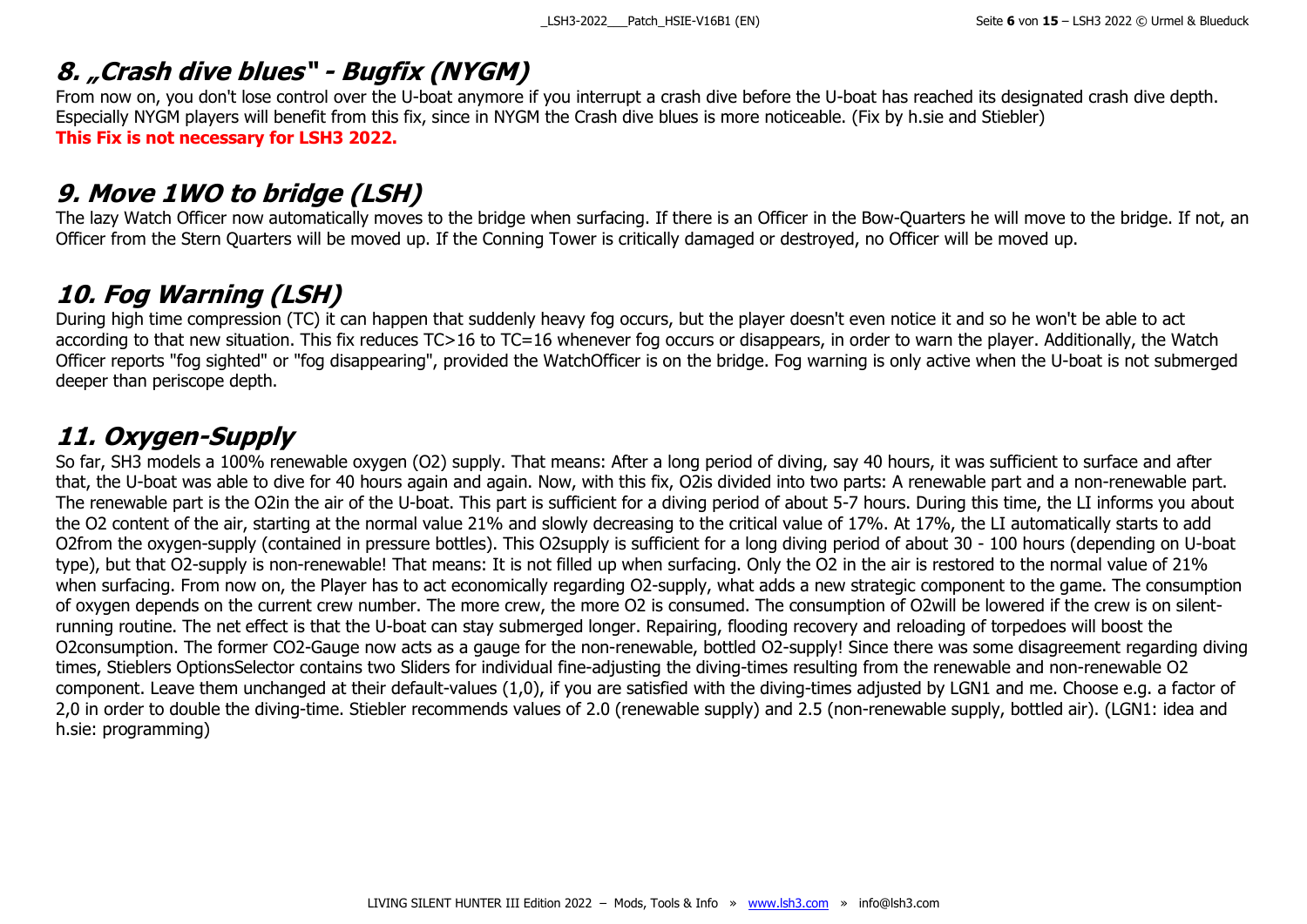## 8. „Crash dive blues" - Bugfix (NYGM)

From now on, you don't lose control over the U-boat anymore if you interrupt a crash dive before the U-boat has reached its designated crash dive depth. Especially NYGM players will benefit from this fix, since in NYGM the Crash dive blues is more noticeable. (Fix by h.sie and Stiebler)
**This Fix is not necessary for LSH3 2022.**

## 9. Move 1WO to bridge (LSH)

The lazy Watch Officer now automatically moves to the bridge when surfacing. If there is an Officer in the Bow-Quarters he will move to the bridge. If not, an Officer from the Stern Quarters will be moved up. If the Conning Tower is critically damaged or destroyed, no Officer will be moved up.

## 10. Fog Warning (LSH)

During high time compression (TC) it can happen that suddenly heavy fog occurs, but the player doesn't even notice it and so he won't be able to act according to that new situation. This fix reduces TC>16 to TC=16 whenever fog occurs or disappears, in order to warn the player. Additionally, the Watch Officer reports "fog sighted" or "fog disappearing", provided the WatchOfficer is on the bridge. Fog warning is only active when the U-boat is not submerged deeper than periscope depth.

## 11. Oxygen-Supply

So far, SH3 models a 100% renewable oxygen (O2) supply. That means: After a long period of diving, say 40 hours, it was sufficient to surface and after that, the U-boat was able to dive for 40 hours again and again. Now, with this fix, O2is divided into two parts: A renewable part and a non-renewable part. The renewable part is the O2in the air of the U-boat. This part is sufficient for a diving period of about 5-7 hours. During this time, the LI informs you about the O2 content of the air, starting at the normal value 21% and slowly decreasing to the critical value of 17%. At 17%, the LI automatically starts to add O2from the oxygen-supply (contained in pressure bottles). This O2supply is sufficient for a long diving period of about 30 - 100 hours (depending on U-boat type), but that O2-supply is non-renewable! That means: It is not filled up when surfacing. Only the O2 in the air is restored to the normal value of 21% when surfacing. From now on, the Player has to act economically regarding O2-supply, what adds a new strategic component to the game. The consumption of oxygen depends on the current crew number. The more crew, the more O2 is consumed. The consumption of O2will be lowered if the crew is on silent-running routine. The net effect is that the U-boat can stay submerged longer. Repairing, flooding recovery and reloading of torpedoes will boost the O2consumption. The former CO2-Gauge now acts as a gauge for the non-renewable, bottled O2-supply! Since there was some disagreement regarding diving times, Stieblers OptionsSelector contains two Sliders for individual fine-adjusting the diving-times resulting from the renewable and non-renewable O2 component. Leave them unchanged at their default-values (1,0), if you are satisfied with the diving-times adjusted by LGN1 and me. Choose e.g. a factor of 2,0 in order to double the diving-time. Stiebler recommends values of 2.0 (renewable supply) and 2.5 (non-renewable supply, bottled air). (LGN1: idea and h.sie: programming)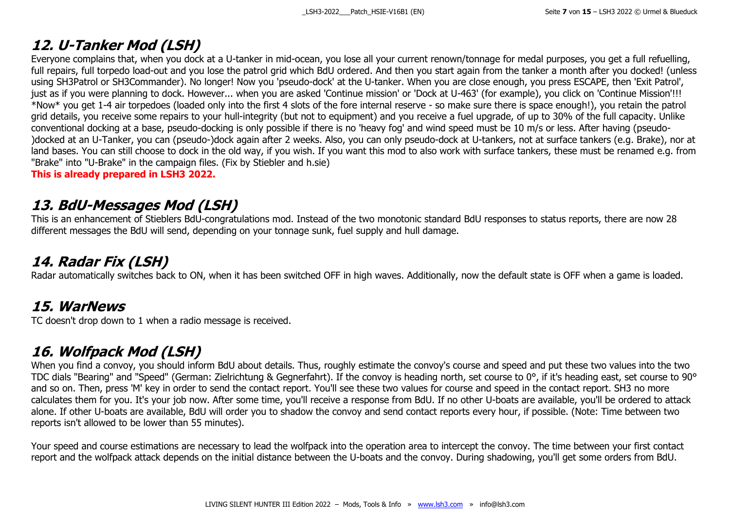## 12. U-Tanker Mod (LSH)

Everyone complains that, when you dock at a U-tanker in mid-ocean, you lose all your current renown/tonnage for medal purposes, you get a full refuelling, full repairs, full torpedo load-out and you lose the patrol grid which BdU ordered. And then you start again from the tanker a month after you docked! (unless using SH3Patrol or SH3Commander). No longer! Now you 'pseudo-dock' at the U-tanker. When you are close enough, you press ESCAPE, then 'Exit Patrol', just as if you were planning to dock. However... when you are asked 'Continue mission' or 'Dock at U-463' (for example), you click on 'Continue Mission'!!! *Now* you get 1-4 air torpedoes (loaded only into the first 4 slots of the fore internal reserve - so make sure there is space enough!), you retain the patrol grid details, you receive some repairs to your hull-integrity (but not to equipment) and you receive a fuel upgrade, of up to 30% of the full capacity. Unlike conventional docking at a base, pseudo-docking is only possible if there is no 'heavy fog' and wind speed must be 10 m/s or less. After having (pseudo-)docked at an U-Tanker, you can (pseudo-)dock again after 2 weeks. Also, you can only pseudo-dock at U-tankers, not at surface tankers (e.g. Brake), nor at land bases. You can still choose to dock in the old way, if you wish. If you want this mod to also work with surface tankers, these must be renamed e.g. from "Brake" into "U-Brake" in the campaign files. (Fix by Stiebler and h.sie)

**This is already prepared in LSH3 2022.**

## 13. BdU-Messages Mod (LSH)

This is an enhancement of Stieblers BdU-congratulations mod. Instead of the two monotonic standard BdU responses to status reports, there are now 28 different messages the BdU will send, depending on your tonnage sunk, fuel supply and hull damage.

## 14. Radar Fix (LSH)

Radar automatically switches back to ON, when it has been switched OFF in high waves. Additionally, now the default state is OFF when a game is loaded.

## 15. WarNews

TC doesn't drop down to 1 when a radio message is received.

## 16. Wolfpack Mod (LSH)

When you find a convoy, you should inform BdU about details. Thus, roughly estimate the convoy's course and speed and put these two values into the two TDC dials "Bearing" and "Speed" (German: Zielrichtung & Gegnerfahrt). If the convoy is heading north, set course to 0°, if it's heading east, set course to 90° and so on. Then, press 'M' key in order to send the contact report. You'll see these two values for course and speed in the contact report. SH3 no more calculates them for you. It's your job now. After some time, you'll receive a response from BdU. If no other U-boats are available, you'll be ordered to attack alone. If other U-boats are available, BdU will order you to shadow the convoy and send contact reports every hour, if possible. (Note: Time between two reports isn't allowed to be lower than 55 minutes).

Your speed and course estimations are necessary to lead the wolfpack into the operation area to intercept the convoy. The time between your first contact report and the wolfpack attack depends on the initial distance between the U-boats and the convoy. During shadowing, you'll get some orders from BdU.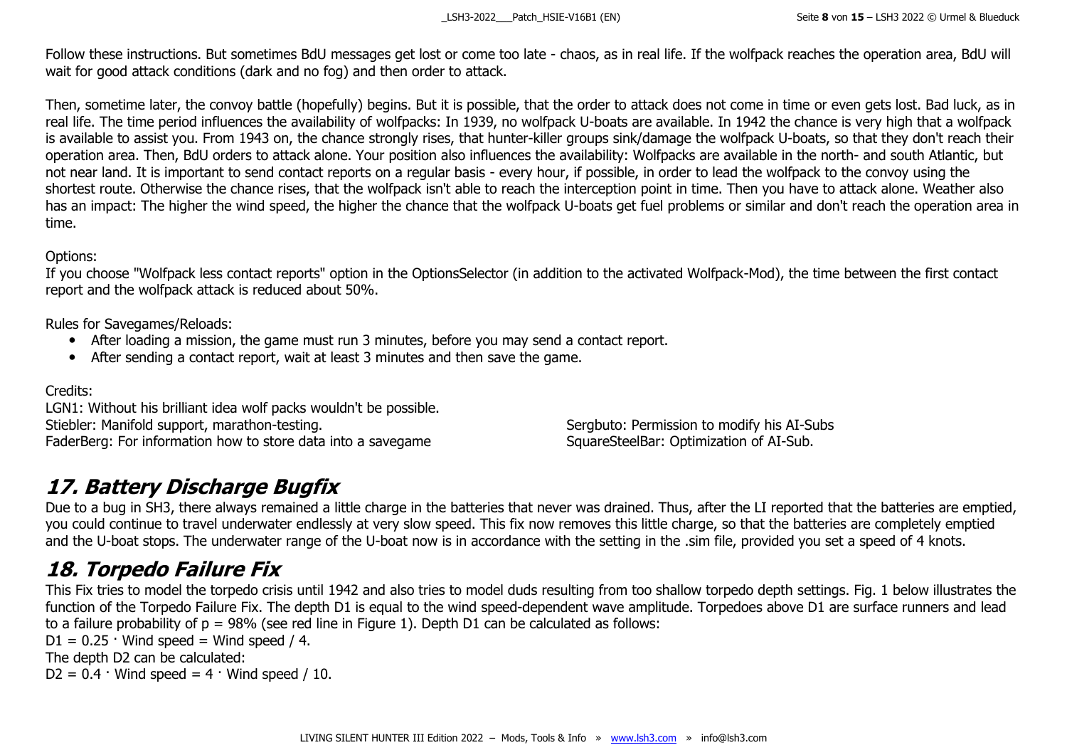Follow these instructions. But sometimes BdU messages get lost or come too late - chaos, as in real life. If the wolfpack reaches the operation area, BdU will wait for good attack conditions (dark and no fog) and then order to attack.

Then, sometime later, the convoy battle (hopefully) begins. But it is possible, that the order to attack does not come in time or even gets lost. Bad luck, as in real life. The time period influences the availability of wolfpacks: In 1939, no wolfpack U-boats are available. In 1942 the chance is very high that a wolfpack is available to assist you. From 1943 on, the chance strongly rises, that hunter-killer groups sink/damage the wolfpack U-boats, so that they don't reach their operation area. Then, BdU orders to attack alone. Your position also influences the availability: Wolfpacks are available in the north- and south Atlantic, but not near land. It is important to send contact reports on a regular basis - every hour, if possible, in order to lead the wolfpack to the convoy using the shortest route. Otherwise the chance rises, that the wolfpack isn't able to reach the interception point in time. Then you have to attack alone. Weather also has an impact: The higher the wind speed, the higher the chance that the wolfpack U-boats get fuel problems or similar and don't reach the operation area in time.

Options:
If you choose "Wolfpack less contact reports" option in the OptionsSelector (in addition to the activated Wolfpack-Mod), the time between the first contact report and the wolfpack attack is reduced about 50%.

Rules for Savegames/Reloads:

- After loading a mission, the game must run 3 minutes, before you may send a contact report.
- After sending a contact report, wait at least 3 minutes and then save the game.

Credits:
LGN1: Without his brilliant idea wolf packs wouldn't be possible.
Stiebler: Manifold support, marathon-testing.
FaderBerg: For information how to store data into a savegame
Sergbuto: Permission to modify his AI-Subs
SquareSteelBar: Optimization of AI-Sub.

## 17. Battery Discharge Bugfix

Due to a bug in SH3, there always remained a little charge in the batteries that never was drained. Thus, after the LI reported that the batteries are emptied, you could continue to travel underwater endlessly at very slow speed. This fix now removes this little charge, so that the batteries are completely emptied and the U-boat stops. The underwater range of the U-boat now is in accordance with the setting in the .sim file, provided you set a speed of 4 knots.

## 18. Torpedo Failure Fix

This Fix tries to model the torpedo crisis until 1942 and also tries to model duds resulting from too shallow torpedo depth settings. Fig. 1 below illustrates the function of the Torpedo Failure Fix. The depth D1 is equal to the wind speed-dependent wave amplitude. Torpedoes above D1 are surface runners and lead to a failure probability of $p = 98\%$ (see red line in Figure 1). Depth D1 can be calculated as follows:

$D1 = 0.25 \cdot \text{Wind speed} = \text{Wind speed} / 4.$

The depth D2 can be calculated:

$D2 = 0.4 \cdot \text{Wind speed} = 4 \cdot \text{Wind speed} / 10.$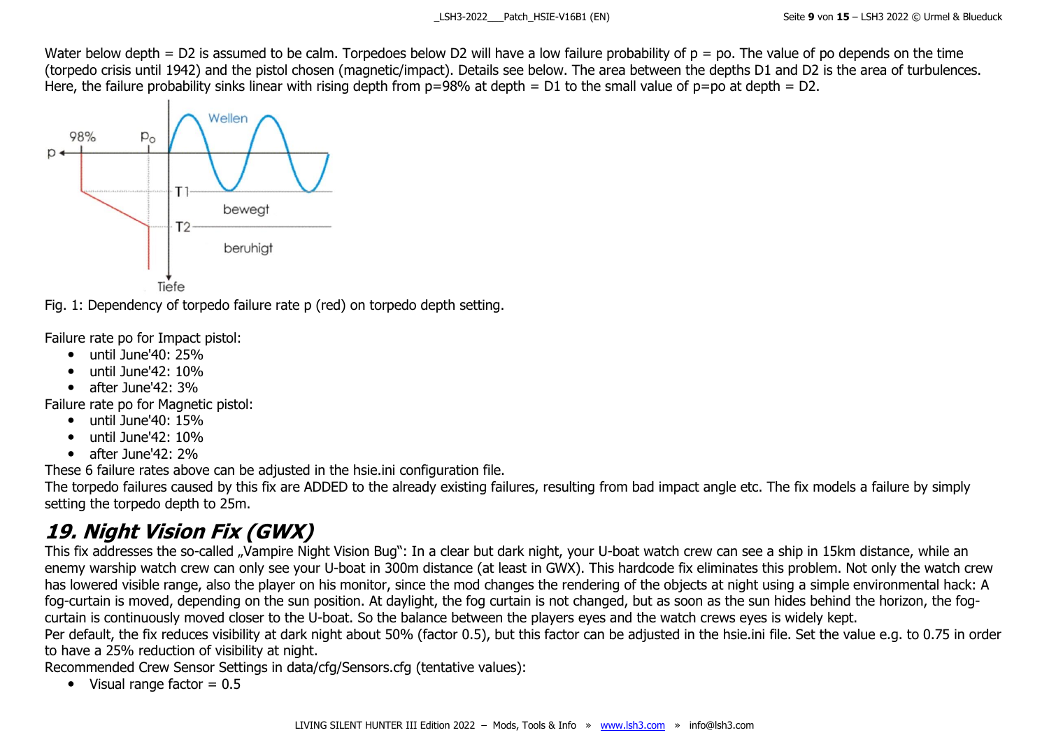Water below depth = D2 is assumed to be calm. Torpedoes below D2 will have a low failure probability of p = po. The value of po depends on the time (torpedo crisis until 1942) and the pistol chosen (magnetic/impact). Details see below. The area between the depths D1 and D2 is the area of turbulences. Here, the failure probability sinks linear with rising depth from p=98% at depth = D1 to the small value of p=po at depth = D2.

Fig. 1: Dependency of torpedo failure rate p (red) on torpedo depth setting.

Failure rate po for Impact pistol:

- until June'40: 25%
- until June'42: 10%
- after June'42: 3%

Failure rate po for Magnetic pistol:

- until June'40: 15%
- until June'42: 10%
- after June'42: 2%

These 6 failure rates above can be adjusted in the hsie.ini configuration file.
The torpedo failures caused by this fix are ADDED to the already existing failures, resulting from bad impact angle etc. The fix models a failure by simply setting the torpedo depth to 25m.

## 19. Night Vision Fix (GWX)

This fix addresses the so-called „Vampire Night Vision Bug“: In a clear but dark night, your U-boat watch crew can see a ship in 15km distance, while an enemy warship watch crew can only see your U-boat in 300m distance (at least in GWX). This hardcode fix eliminates this problem. Not only the watch crew has lowered visible range, also the player on his monitor, since the mod changes the rendering of the objects at night using a simple environmental hack: A fog-curtain is moved, depending on the sun position. At daylight, the fog curtain is not changed, but as soon as the sun hides behind the horizon, the fog-curtain is continuously moved closer to the U-boat. So the balance between the players eyes and the watch crews eyes is widely kept.
Per default, the fix reduces visibility at dark night about 50% (factor 0.5), but this factor can be adjusted in the hsie.ini file. Set the value e.g. to 0.75 in order to have a 25% reduction of visibility at night.
Recommended Crew Sensor Settings in data/cfg/Sensors.cfg (tentative values):

- Visual range factor = 0.5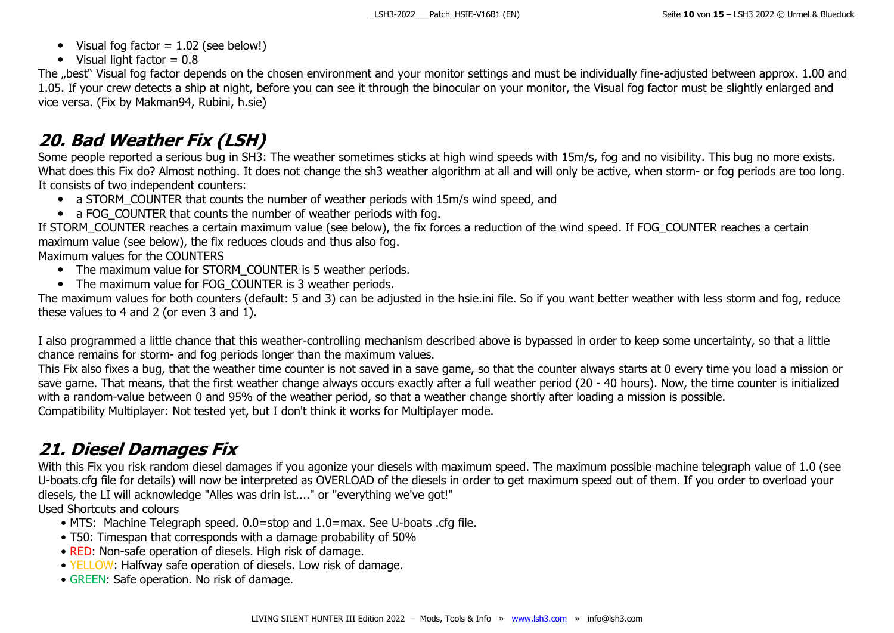- Visual fog factor = 1.02 (see below!)
- Visual light factor = 0.8

The „best" Visual fog factor depends on the chosen environment and your monitor settings and must be individually fine-adjusted between approx. 1.00 and 1.05. If your crew detects a ship at night, before you can see it through the binocular on your monitor, the Visual fog factor must be slightly enlarged and vice versa. (Fix by Makman94, Rubini, h.sie)

## 20. Bad Weather Fix (LSH)

Some people reported a serious bug in SH3: The weather sometimes sticks at high wind speeds with 15m/s, fog and no visibility. This bug no more exists. What does this Fix do? Almost nothing. It does not change the sh3 weather algorithm at all and will only be active, when storm- or fog periods are too long. It consists of two independent counters:

- a STORM_COUNTER that counts the number of weather periods with 15m/s wind speed, and
- a FOG_COUNTER that counts the number of weather periods with fog.

If STORM_COUNTER reaches a certain maximum value (see below), the fix forces a reduction of the wind speed. If FOG_COUNTER reaches a certain maximum value (see below), the fix reduces clouds and thus also fog.

Maximum values for the COUNTERS

- The maximum value for STORM_COUNTER is 5 weather periods.
- The maximum value for FOG_COUNTER is 3 weather periods.

The maximum values for both counters (default: 5 and 3) can be adjusted in the hsie.ini file. So if you want better weather with less storm and fog, reduce these values to 4 and 2 (or even 3 and 1).

I also programmed a little chance that this weather-controlling mechanism described above is bypassed in order to keep some uncertainty, so that a little chance remains for storm- and fog periods longer than the maximum values.

This Fix also fixes a bug, that the weather time counter is not saved in a save game, so that the counter always starts at 0 every time you load a mission or save game. That means, that the first weather change always occurs exactly after a full weather period (20 - 40 hours). Now, the time counter is initialized with a random-value between 0 and 95% of the weather period, so that a weather change shortly after loading a mission is possible.

Compatibility Multiplayer: Not tested yet, but I don't think it works for Multiplayer mode.

## 21. Diesel Damages Fix

With this Fix you risk random diesel damages if you agonize your diesels with maximum speed. The maximum possible machine telegraph value of 1.0 (see U-boats.cfg file for details) will now be interpreted as OVERLOAD of the diesels in order to get maximum speed out of them. If you order to overload your diesels, the LI will acknowledge "Alles was drin ist...." or "everything we've got!"

Used Shortcuts and colours

- MTS: Machine Telegraph speed. 0.0=stop and 1.0=max. See U-boats .cfg file.
- T50: Timespan that corresponds with a damage probability of 50%
- RED: Non-safe operation of diesels. High risk of damage.
- YELLOW: Halfway safe operation of diesels. Low risk of damage.
- GREEN: Safe operation. No risk of damage.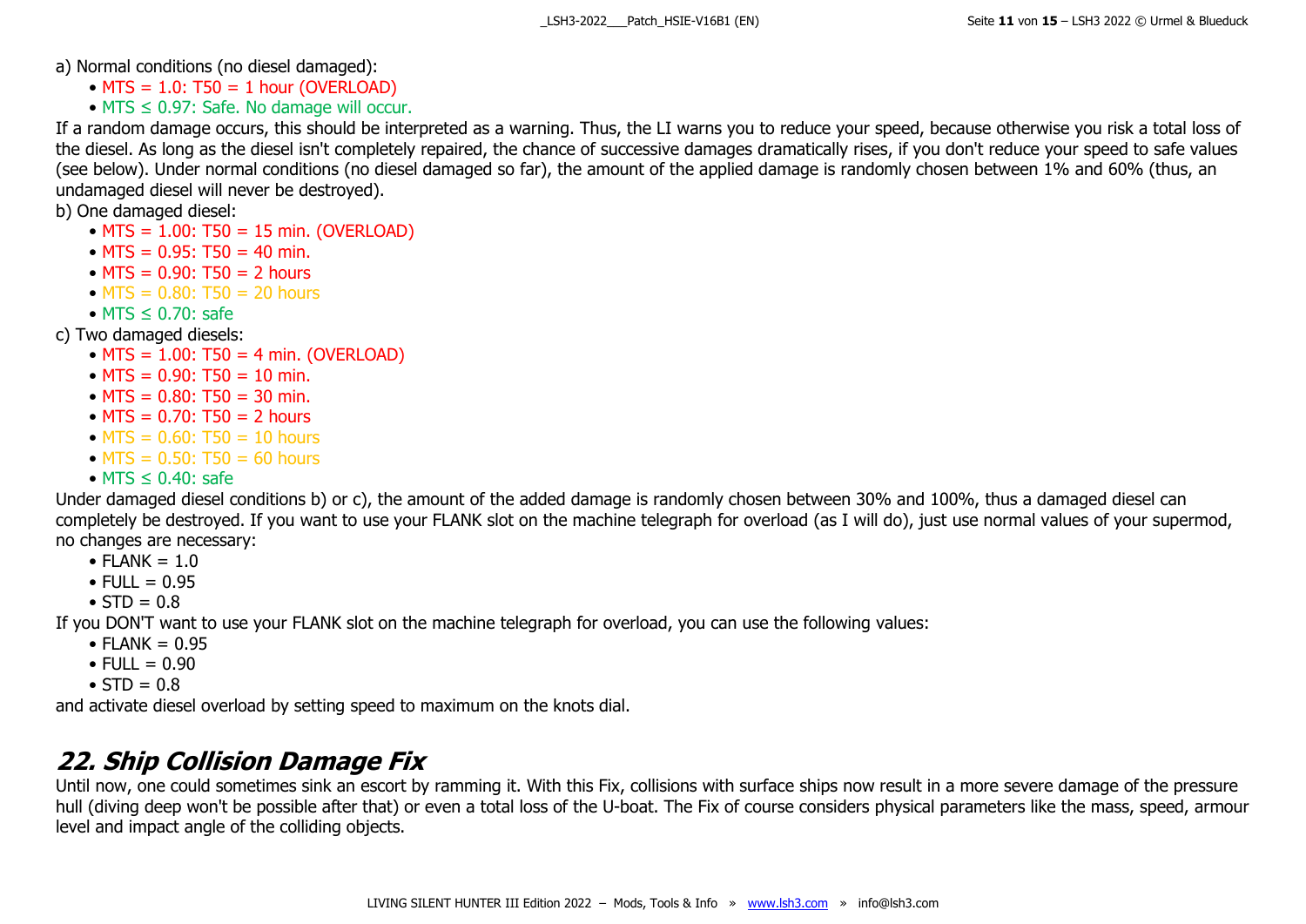a) Normal conditions (no diesel damaged):

- MTS = 1.0: T50 = 1 hour (OVERLOAD)
- MTS ≤ 0.97: Safe. No damage will occur.

If a random damage occurs, this should be interpreted as a warning. Thus, the LI warns you to reduce your speed, because otherwise you risk a total loss of the diesel. As long as the diesel isn't completely repaired, the chance of successive damages dramatically rises, if you don't reduce your speed to safe values (see below). Under normal conditions (no diesel damaged so far), the amount of the applied damage is randomly chosen between 1% and 60% (thus, an undamaged diesel will never be destroyed).

b) One damaged diesel:

- MTS = 1.00: T50 = 15 min. (OVERLOAD)
- MTS = 0.95: T50 = 40 min.
- MTS = 0.90: T50 = 2 hours
- MTS = 0.80: T50 = 20 hours
- MTS ≤ 0.70: safe

c) Two damaged diesels:

- MTS = 1.00: T50 = 4 min. (OVERLOAD)
- MTS = 0.90: T50 = 10 min.
- MTS = 0.80: T50 = 30 min.
- MTS = 0.70: T50 = 2 hours
- MTS = 0.60: T50 = 10 hours
- MTS = 0.50: T50 = 60 hours
- MTS ≤ 0.40: safe

Under damaged diesel conditions b) or c), the amount of the added damage is randomly chosen between 30% and 100%, thus a damaged diesel can completely be destroyed. If you want to use your FLANK slot on the machine telegraph for overload (as I will do), just use normal values of your supermod, no changes are necessary:

- FLANK = 1.0
- FULL = 0.95
- STD = 0.8

If you DON'T want to use your FLANK slot on the machine telegraph for overload, you can use the following values:

- FLANK = 0.95
- FULL = 0.90
- STD = 0.8

and activate diesel overload by setting speed to maximum on the knots dial.

## *22. Ship Collision Damage Fix*

Until now, one could sometimes sink an escort by ramming it. With this Fix, collisions with surface ships now result in a more severe damage of the pressure hull (diving deep won't be possible after that) or even a total loss of the U-boat. The Fix of course considers physical parameters like the mass, speed, armour level and impact angle of the colliding objects.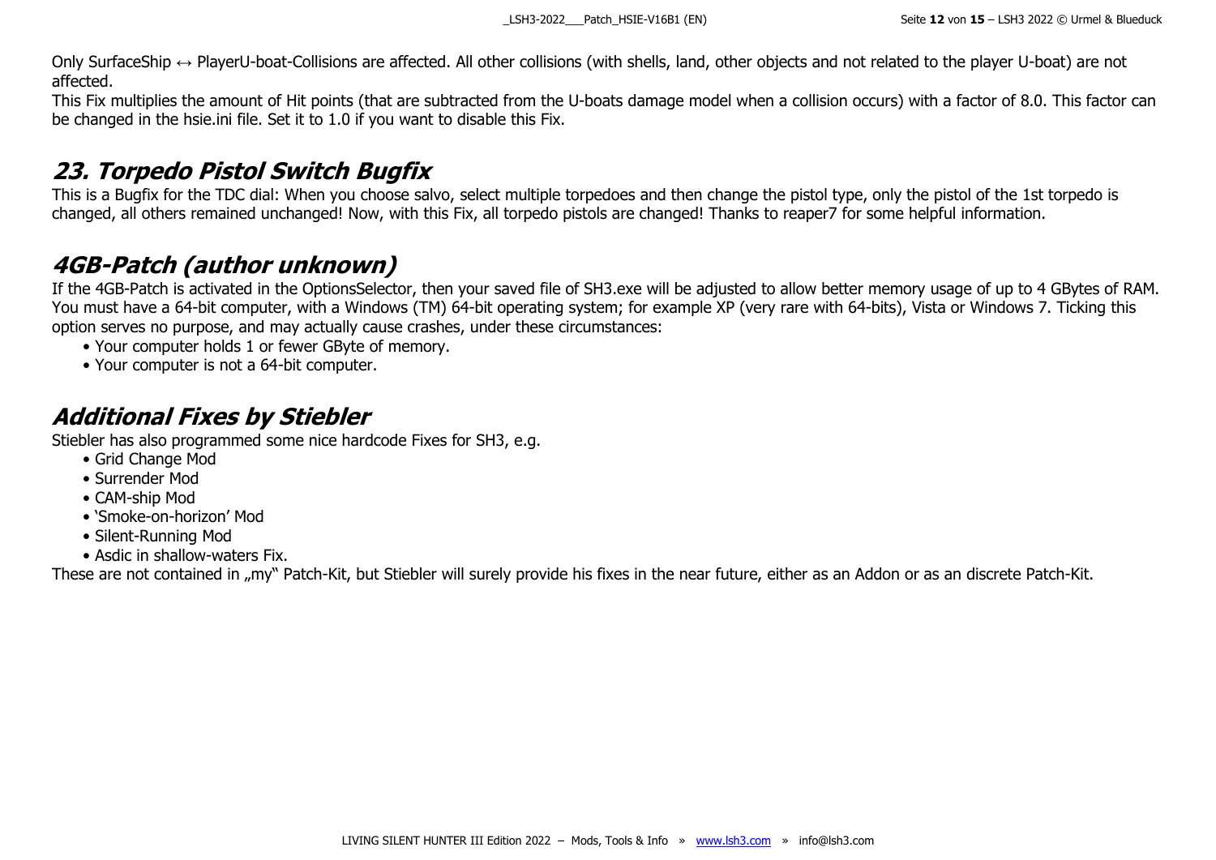Only SurfaceShip ↔ PlayerU-boat-Collisions are affected. All other collisions (with shells, land, other objects and not related to the player U-boat) are not affected.
This Fix multiplies the amount of Hit points (that are subtracted from the U-boats damage model when a collision occurs) with a factor of 8.0. This factor can be changed in the hsie.ini file. Set it to 1.0 if you want to disable this Fix.

## *23. Torpedo Pistol Switch Bugfix*

This is a Bugfix for the TDC dial: When you choose salvo, select multiple torpedoes and then change the pistol type, only the pistol of the 1st torpedo is changed, all others remained unchanged! Now, with this Fix, all torpedo pistols are changed! Thanks to reaper7 for some helpful information.

## *4GB-Patch (author unknown)*

If the 4GB-Patch is activated in the OptionsSelector, then your saved file of SH3.exe will be adjusted to allow better memory usage of up to 4 GBytes of RAM. You must have a 64-bit computer, with a Windows (TM) 64-bit operating system; for example XP (very rare with 64-bits), Vista or Windows 7. Ticking this option serves no purpose, and may actually cause crashes, under these circumstances:

- Your computer holds 1 or fewer GByte of memory.
- Your computer is not a 64-bit computer.

## *Additional Fixes by Stiebler*

Stiebler has also programmed some nice hardcode Fixes for SH3, e.g.

- Grid Change Mod
- Surrender Mod
- CAM-ship Mod
- 'Smoke-on-horizon' Mod
- Silent-Running Mod
- Asdic in shallow-waters Fix.

These are not contained in „my" Patch-Kit, but Stiebler will surely provide his fixes in the near future, either as an Addon or as an discrete Patch-Kit.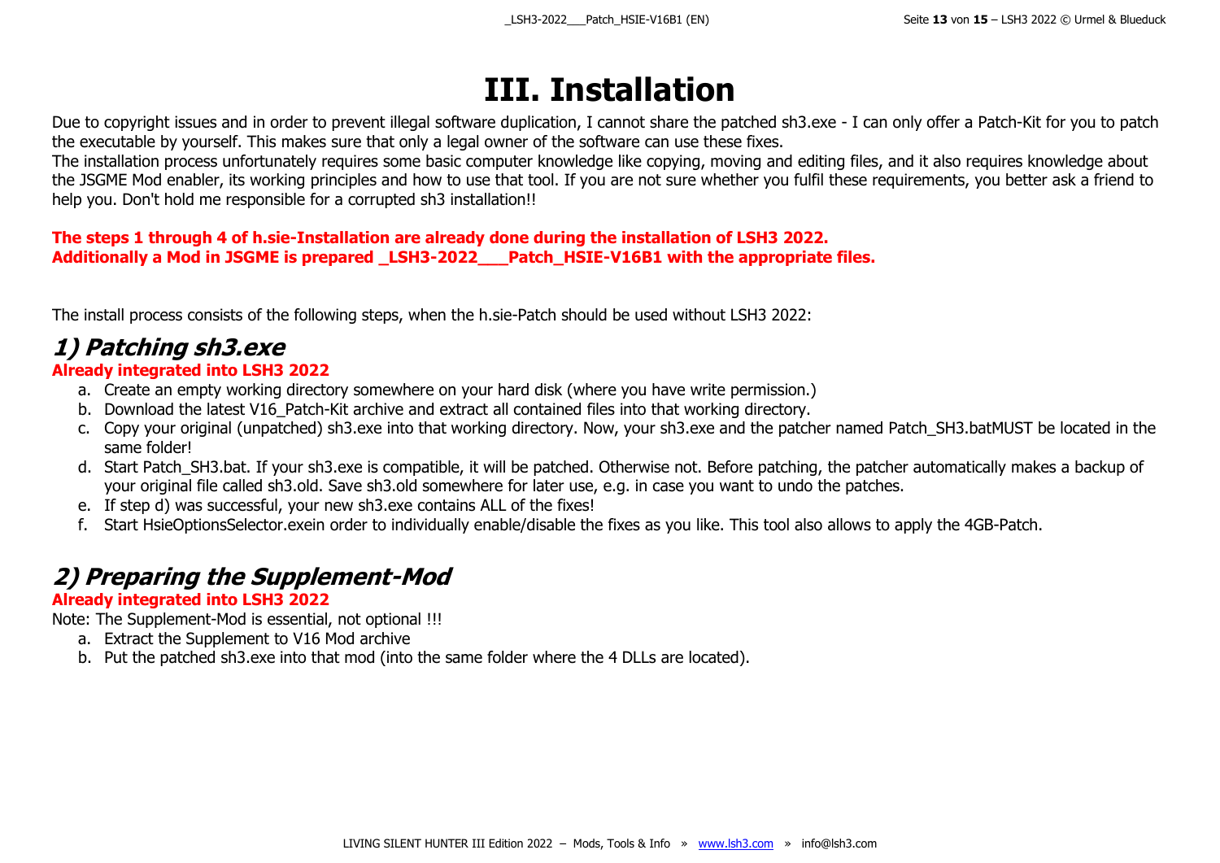# III. Installation

Due to copyright issues and in order to prevent illegal software duplication, I cannot share the patched sh3.exe - I can only offer a Patch-Kit for you to patch the executable by yourself. This makes sure that only a legal owner of the software can use these fixes.
The installation process unfortunately requires some basic computer knowledge like copying, moving and editing files, and it also requires knowledge about the JSGME Mod enabler, its working principles and how to use that tool. If you are not sure whether you fulfil these requirements, you better ask a friend to help you. Don't hold me responsible for a corrupted sh3 installation!!

**The steps 1 through 4 of h.sie-Installation are already done during the installation of LSH3 2022.**
**Additionally a Mod in JSGME is prepared _LSH3-2022___Patch_HSIE-V16B1 with the appropriate files.**

The install process consists of the following steps, when the h.sie-Patch should be used without LSH3 2022:

## *1) Patching sh3.exe*

**Already integrated into LSH3 2022**

a. Create an empty working directory somewhere on your hard disk (where you have write permission.)
b. Download the latest V16_Patch-Kit archive and extract all contained files into that working directory.
c. Copy your original (unpatched) sh3.exe into that working directory. Now, your sh3.exe and the patcher named Patch_SH3.batMUST be located in the same folder!
d. Start Patch_SH3.bat. If your sh3.exe is compatible, it will be patched. Otherwise not. Before patching, the patcher automatically makes a backup of your original file called sh3.old. Save sh3.old somewhere for later use, e.g. in case you want to undo the patches.
e. If step d) was successful, your new sh3.exe contains ALL of the fixes!
f. Start HsieOptionsSelector.exein order to individually enable/disable the fixes as you like. This tool also allows to apply the 4GB-Patch.

## *2) Preparing the Supplement-Mod*

**Already integrated into LSH3 2022**

Note: The Supplement-Mod is essential, not optional !!!

a. Extract the Supplement to V16 Mod archive
b. Put the patched sh3.exe into that mod (into the same folder where the 4 DLLs are located).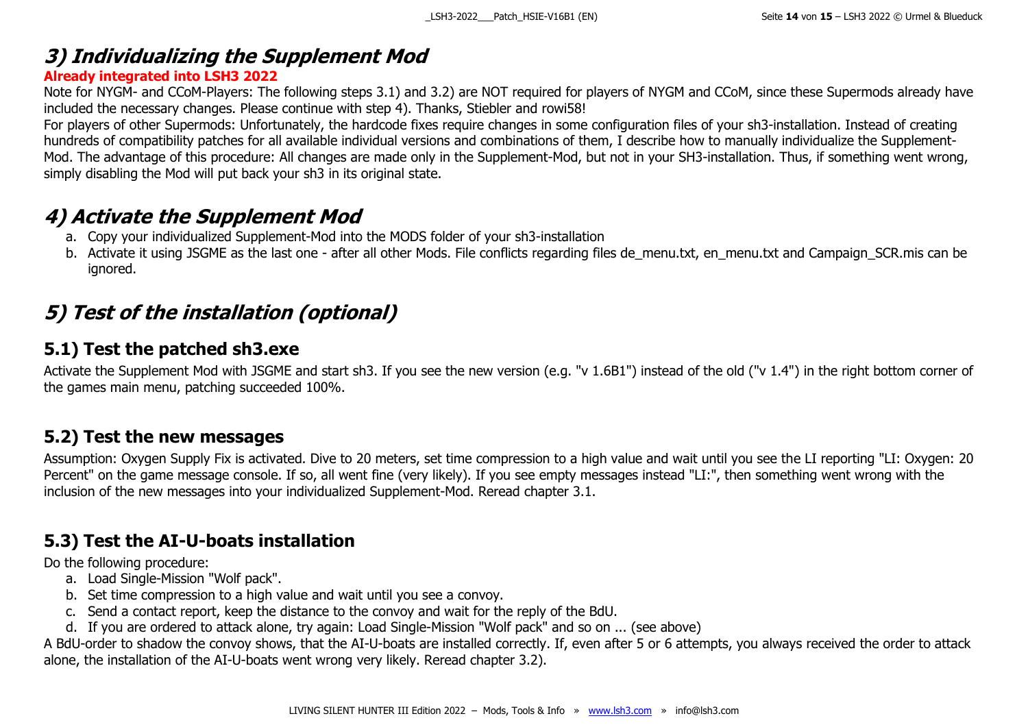## *3) Individualizing the Supplement Mod*

**Already integrated into LSH3 2022**

Note for NYGM- and CCoM-Players: The following steps 3.1) and 3.2) are NOT required for players of NYGM and CCoM, since these Supermods already have included the necessary changes. Please continue with step 4). Thanks, Stiebler and rowi58!

For players of other Supermods: Unfortunately, the hardcode fixes require changes in some configuration files of your sh3-installation. Instead of creating hundreds of compatibility patches for all available individual versions and combinations of them, I describe how to manually individualize the Supplement-Mod. The advantage of this procedure: All changes are made only in the Supplement-Mod, but not in your SH3-installation. Thus, if something went wrong, simply disabling the Mod will put back your sh3 in its original state.

## *4) Activate the Supplement Mod*

a. Copy your individualized Supplement-Mod into the MODS folder of your sh3-installation
b. Activate it using JSGME as the last one - after all other Mods. File conflicts regarding files de_menu.txt, en_menu.txt and Campaign_SCR.mis can be ignored.

## *5) Test of the installation (optional)*

### 5.1) Test the patched sh3.exe

Activate the Supplement Mod with JSGME and start sh3. If you see the new version (e.g. "v 1.6B1") instead of the old ("v 1.4") in the right bottom corner of the games main menu, patching succeeded 100%.

### 5.2) Test the new messages

Assumption: Oxygen Supply Fix is activated. Dive to 20 meters, set time compression to a high value and wait until you see the LI reporting "LI: Oxygen: 20 Percent" on the game message console. If so, all went fine (very likely). If you see empty messages instead "LI:", then something went wrong with the inclusion of the new messages into your individualized Supplement-Mod. Reread chapter 3.1.

### 5.3) Test the AI-U-boats installation

Do the following procedure:

a. Load Single-Mission "Wolf pack".
b. Set time compression to a high value and wait until you see a convoy.
c. Send a contact report, keep the distance to the convoy and wait for the reply of the BdU.
d. If you are ordered to attack alone, try again: Load Single-Mission "Wolf pack" and so on ... (see above)

A BdU-order to shadow the convoy shows, that the AI-U-boats are installed correctly. If, even after 5 or 6 attempts, you always received the order to attack alone, the installation of the AI-U-boats went wrong very likely. Reread chapter 3.2).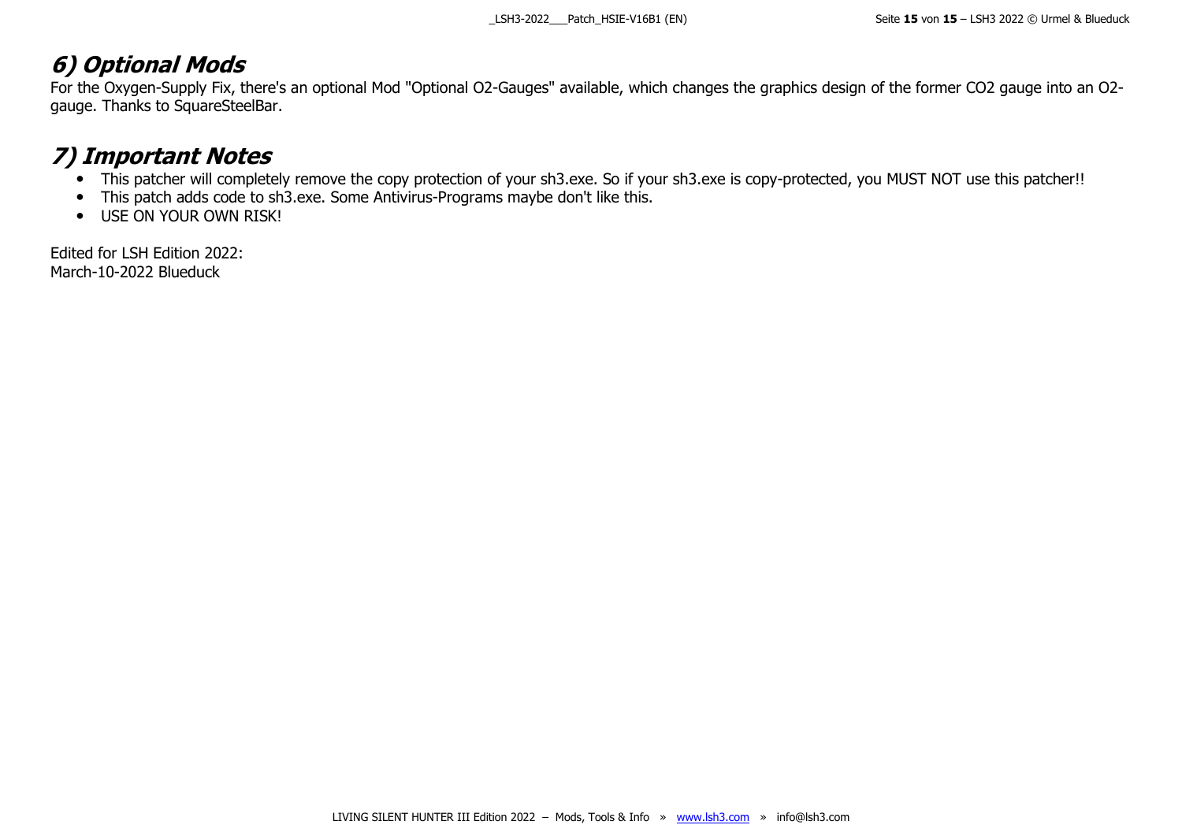## 6) Optional Mods

For the Oxygen-Supply Fix, there's an optional Mod "Optional O2-Gauges" available, which changes the graphics design of the former CO2 gauge into an O2-gauge. Thanks to SquareSteelBar.

## 7) Important Notes

- This patcher will completely remove the copy protection of your sh3.exe. So if your sh3.exe is copy-protected, you MUST NOT use this patcher!!
- This patch adds code to sh3.exe. Some Antivirus-Programs maybe don't like this.
- USE ON YOUR OWN RISK!

Edited for LSH Edition 2022:
March-10-2022 Blueduck